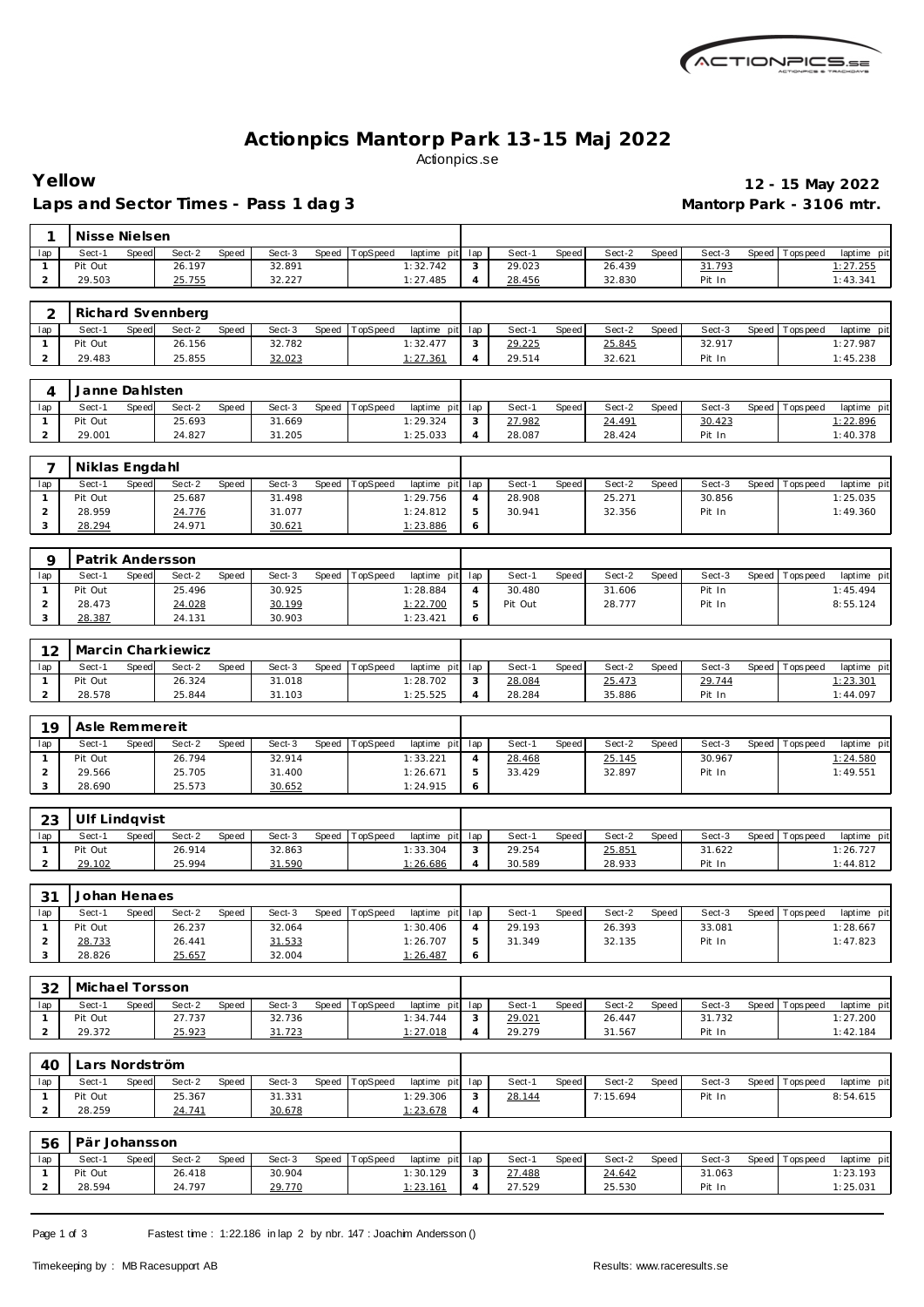# Actionpics Mantorp Park 13-15 Maj 2022

Actionpics.se

**Yellow** — **12 - 15 May 2022**

**Laps and Sector Times - Pass 1 dag 3** — **Mantorp Park - 3106 mtr.**

### 1 Nisse Nielsen

| lap | Sect-1 | Speed | Sect-2 | Speed | Sect-3 | Speed | TopSpeed | laptime pit | lap | Sect-1 | Speed | Sect-2 | Speed | Sect-3 | Speed | Topspeed | laptime pit |
|---|---|---|---|---|---|---|---|---|---|---|---|---|---|---|---|---|---|
| 1 | Pit Out | | 26.197 | | 32.891 | | | 1:32.742 | 3 | 29.023 | | 26.439 | | 31.793 | | | 1:27.255 |
| 2 | 29.503 | | 25.755 | | 32.227 | | | 1:27.485 | 4 | 28.456 | | 32.830 | | Pit In | | | 1:43.341 |

### 2 Richard Svennberg

| lap | Sect-1 | Speed | Sect-2 | Speed | Sect-3 | Speed | TopSpeed | laptime pit | lap | Sect-1 | Speed | Sect-2 | Speed | Sect-3 | Speed | Topspeed | laptime pit |
|---|---|---|---|---|---|---|---|---|---|---|---|---|---|---|---|---|---|
| 1 | Pit Out | | 26.156 | | 32.782 | | | 1:32.477 | 3 | 29.225 | | 25.845 | | 32.917 | | | 1:27.987 |
| 2 | 29.483 | | 25.855 | | 32.023 | | | 1:27.361 | 4 | 29.514 | | 32.621 | | Pit In | | | 1:45.238 |

### 4 Janne Dahlsten

| lap | Sect-1 | Speed | Sect-2 | Speed | Sect-3 | Speed | TopSpeed | laptime pit | lap | Sect-1 | Speed | Sect-2 | Speed | Sect-3 | Speed | Topspeed | laptime pit |
|---|---|---|---|---|---|---|---|---|---|---|---|---|---|---|---|---|---|
| 1 | Pit Out | | 25.693 | | 31.669 | | | 1:29.324 | 3 | 27.982 | | 24.491 | | 30.423 | | | 1:22.896 |
| 2 | 29.001 | | 24.827 | | 31.205 | | | 1:25.033 | 4 | 28.087 | | 28.424 | | Pit In | | | 1:40.378 |

### 7 Niklas Engdahl

| lap | Sect-1 | Speed | Sect-2 | Speed | Sect-3 | Speed | TopSpeed | laptime pit | lap | Sect-1 | Speed | Sect-2 | Speed | Sect-3 | Speed | Topspeed | laptime pit |
|---|---|---|---|---|---|---|---|---|---|---|---|---|---|---|---|---|---|
| 1 | Pit Out | | 25.687 | | 31.498 | | | 1:29.756 | 4 | 28.908 | | 25.271 | | 30.856 | | | 1:25.035 |
| 2 | 28.959 | | 24.776 | | 31.077 | | | 1:24.812 | 5 | 30.941 | | 32.356 | | Pit In | | | 1:49.360 |
| 3 | 28.294 | | 24.971 | | 30.621 | | | 1:23.886 | 6 | | | | | | | | |

### 9 Patrik Andersson

| lap | Sect-1 | Speed | Sect-2 | Speed | Sect-3 | Speed | TopSpeed | laptime pit | lap | Sect-1 | Speed | Sect-2 | Speed | Sect-3 | Speed | Topspeed | laptime pit |
|---|---|---|---|---|---|---|---|---|---|---|---|---|---|---|---|---|---|
| 1 | Pit Out | | 25.496 | | 30.925 | | | 1:28.884 | 4 | 30.480 | | 31.606 | | Pit In | | | 1:45.494 |
| 2 | 28.473 | | 24.028 | | 30.199 | | | 1:22.700 | 5 | Pit Out | | 28.777 | | Pit In | | | 8:55.124 |
| 3 | 28.387 | | 24.131 | | 30.903 | | | 1:23.421 | 6 | | | | | | | | |

### 12 Marcin Charkiewicz

| lap | Sect-1 | Speed | Sect-2 | Speed | Sect-3 | Speed | TopSpeed | laptime pit | lap | Sect-1 | Speed | Sect-2 | Speed | Sect-3 | Speed | Topspeed | laptime pit |
|---|---|---|---|---|---|---|---|---|---|---|---|---|---|---|---|---|---|
| 1 | Pit Out | | 26.324 | | 31.018 | | | 1:28.702 | 3 | 28.084 | | 25.473 | | 29.744 | | | 1:23.301 |
| 2 | 28.578 | | 25.844 | | 31.103 | | | 1:25.525 | 4 | 28.284 | | 35.886 | | Pit In | | | 1:44.097 |

### 19 Asle Remmereit

| lap | Sect-1 | Speed | Sect-2 | Speed | Sect-3 | Speed | TopSpeed | laptime pit | lap | Sect-1 | Speed | Sect-2 | Speed | Sect-3 | Speed | Topspeed | laptime pit |
|---|---|---|---|---|---|---|---|---|---|---|---|---|---|---|---|---|---|
| 1 | Pit Out | | 26.794 | | 32.914 | | | 1:33.221 | 4 | 28.468 | | 25.145 | | 30.967 | | | 1:24.580 |
| 2 | 29.566 | | 25.705 | | 31.400 | | | 1:26.671 | 5 | 33.429 | | 32.897 | | Pit In | | | 1:49.551 |
| 3 | 28.690 | | 25.573 | | 30.652 | | | 1:24.915 | 6 | | | | | | | | |

### 23 Ulf Lindqvist

| lap | Sect-1 | Speed | Sect-2 | Speed | Sect-3 | Speed | TopSpeed | laptime pit | lap | Sect-1 | Speed | Sect-2 | Speed | Sect-3 | Speed | Topspeed | laptime pit |
|---|---|---|---|---|---|---|---|---|---|---|---|---|---|---|---|---|---|
| 1 | Pit Out | | 26.914 | | 32.863 | | | 1:33.304 | 3 | 29.254 | | 25.851 | | 31.622 | | | 1:26.727 |
| 2 | 29.102 | | 25.994 | | 31.590 | | | 1:26.686 | 4 | 30.589 | | 28.933 | | Pit In | | | 1:44.812 |

### 31 Johan Henaes

| lap | Sect-1 | Speed | Sect-2 | Speed | Sect-3 | Speed | TopSpeed | laptime pit | lap | Sect-1 | Speed | Sect-2 | Speed | Sect-3 | Speed | Topspeed | laptime pit |
|---|---|---|---|---|---|---|---|---|---|---|---|---|---|---|---|---|---|
| 1 | Pit Out | | 26.237 | | 32.064 | | | 1:30.406 | 4 | 29.193 | | 26.393 | | 33.081 | | | 1:28.667 |
| 2 | 28.733 | | 26.441 | | 31.533 | | | 1:26.707 | 5 | 31.349 | | 32.135 | | Pit In | | | 1:47.823 |
| 3 | 28.826 | | 25.657 | | 32.004 | | | 1:26.487 | 6 | | | | | | | | |

### 32 Michael Torsson

| lap | Sect-1 | Speed | Sect-2 | Speed | Sect-3 | Speed | TopSpeed | laptime pit | lap | Sect-1 | Speed | Sect-2 | Speed | Sect-3 | Speed | Topspeed | laptime pit |
|---|---|---|---|---|---|---|---|---|---|---|---|---|---|---|---|---|---|
| 1 | Pit Out | | 27.737 | | 32.736 | | | 1:34.744 | 3 | 29.021 | | 26.447 | | 31.732 | | | 1:27.200 |
| 2 | 29.372 | | 25.923 | | 31.723 | | | 1:27.018 | 4 | 29.279 | | 31.567 | | Pit In | | | 1:42.184 |

### 40 Lars Nordström

| lap | Sect-1 | Speed | Sect-2 | Speed | Sect-3 | Speed | TopSpeed | laptime pit | lap | Sect-1 | Speed | Sect-2 | Speed | Sect-3 | Speed | Topspeed | laptime pit |
|---|---|---|---|---|---|---|---|---|---|---|---|---|---|---|---|---|---|
| 1 | Pit Out | | 25.367 | | 31.331 | | | 1:29.306 | 3 | 28.144 | | 7:15.694 | | Pit In | | | 8:54.615 |
| 2 | 28.259 | | 24.741 | | 30.678 | | | 1:23.678 | 4 | | | | | | | | |

### 56 Pär Johansson

| lap | Sect-1 | Speed | Sect-2 | Speed | Sect-3 | Speed | TopSpeed | laptime pit | lap | Sect-1 | Speed | Sect-2 | Speed | Sect-3 | Speed | Topspeed | laptime pit |
|---|---|---|---|---|---|---|---|---|---|---|---|---|---|---|---|---|---|
| 1 | Pit Out | | 26.418 | | 30.904 | | | 1:30.129 | 3 | 27.488 | | 24.642 | | 31.063 | | | 1:23.193 |
| 2 | 28.594 | | 24.797 | | 29.770 | | | 1:23.161 | 4 | 27.529 | | 25.530 | | Pit In | | | 1:25.031 |

Fastest time : 1:22.186 in lap 2 by nbr. 147 : Joachim Andersson ()

Timekeeping by : MB Racesupport AB — Results: www.raceresults.se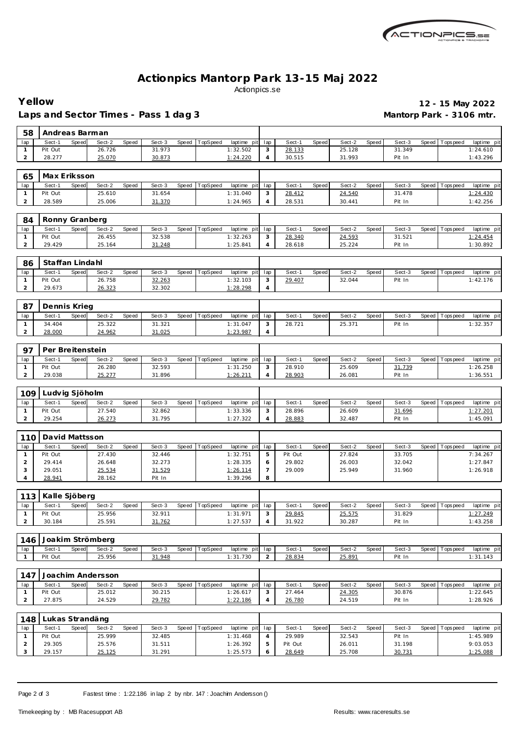# Actionpics Mantorp Park 13-15 Maj 2022

Actionpics.se

**Yellow** — **12 - 15 May 2022**

**Laps and Sector Times - Pass 1 dag 3** — **Mantorp Park - 3106 mtr.**

## 58 Andreas Barman

| lap | Sect-1 | Speed | Sect-2 | Speed | Sect-3 | Speed | TopSpeed | laptime pit | lap | Sect-1 | Speed | Sect-2 | Speed | Sect-3 | Speed | Topspeed | laptime pit |
|---|---|---|---|---|---|---|---|---|---|---|---|---|---|---|---|---|---|
| 1 | Pit Out | | 26.726 | | 31.973 | | | 1:32.502 | 3 | 28.133 | | 25.128 | | 31.349 | | | 1:24.610 |
| 2 | 28.277 | | 25.070 | | 30.873 | | | 1:24.220 | 4 | 30.515 | | 31.993 | | Pit In | | | 1:43.296 |

## 65 Max Eriksson

| lap | Sect-1 | Speed | Sect-2 | Speed | Sect-3 | Speed | TopSpeed | laptime pit | lap | Sect-1 | Speed | Sect-2 | Speed | Sect-3 | Speed | Topspeed | laptime pit |
|---|---|---|---|---|---|---|---|---|---|---|---|---|---|---|---|---|---|
| 1 | Pit Out | | 25.610 | | 31.654 | | | 1:31.040 | 3 | 28.412 | | 24.540 | | 31.478 | | | 1:24.430 |
| 2 | 28.589 | | 25.006 | | 31.370 | | | 1:24.965 | 4 | 28.531 | | 30.441 | | Pit In | | | 1:42.256 |

## 84 Ronny Granberg

| lap | Sect-1 | Speed | Sect-2 | Speed | Sect-3 | Speed | TopSpeed | laptime pit | lap | Sect-1 | Speed | Sect-2 | Speed | Sect-3 | Speed | Topspeed | laptime pit |
|---|---|---|---|---|---|---|---|---|---|---|---|---|---|---|---|---|---|
| 1 | Pit Out | | 26.455 | | 32.538 | | | 1:32.263 | 3 | 28.340 | | 24.593 | | 31.521 | | | 1:24.454 |
| 2 | 29.429 | | 25.164 | | 31.248 | | | 1:25.841 | 4 | 28.618 | | 25.224 | | Pit In | | | 1:30.892 |

## 86 Staffan Lindahl

| lap | Sect-1 | Speed | Sect-2 | Speed | Sect-3 | Speed | TopSpeed | laptime pit | lap | Sect-1 | Speed | Sect-2 | Speed | Sect-3 | Speed | Topspeed | laptime pit |
|---|---|---|---|---|---|---|---|---|---|---|---|---|---|---|---|---|---|
| 1 | Pit Out | | 26.758 | | 32.263 | | | 1:32.103 | 3 | 29.407 | | 32.044 | | Pit In | | | 1:42.176 |
| 2 | 29.673 | | 26.323 | | 32.302 | | | 1:28.298 | 4 | | | | | | | | |

## 87 Dennis Krieg

| lap | Sect-1 | Speed | Sect-2 | Speed | Sect-3 | Speed | TopSpeed | laptime pit | lap | Sect-1 | Speed | Sect-2 | Speed | Sect-3 | Speed | Topspeed | laptime pit |
|---|---|---|---|---|---|---|---|---|---|---|---|---|---|---|---|---|---|
| 1 | 34.404 | | 25.322 | | 31.321 | | | 1:31.047 | 3 | 28.721 | | 25.371 | | Pit In | | | 1:32.357 |
| 2 | 28.000 | | 24.962 | | 31.025 | | | 1:23.987 | 4 | | | | | | | | |

## 97 Per Breitenstein

| lap | Sect-1 | Speed | Sect-2 | Speed | Sect-3 | Speed | TopSpeed | laptime pit | lap | Sect-1 | Speed | Sect-2 | Speed | Sect-3 | Speed | Topspeed | laptime pit |
|---|---|---|---|---|---|---|---|---|---|---|---|---|---|---|---|---|---|
| 1 | Pit Out | | 26.280 | | 32.593 | | | 1:31.250 | 3 | 28.910 | | 25.609 | | 31.739 | | | 1:26.258 |
| 2 | 29.038 | | 25.277 | | 31.896 | | | 1:26.211 | 4 | 28.903 | | 26.081 | | Pit In | | | 1:36.551 |

## 109 Ludvig Sjöholm

| lap | Sect-1 | Speed | Sect-2 | Speed | Sect-3 | Speed | TopSpeed | laptime pit | lap | Sect-1 | Speed | Sect-2 | Speed | Sect-3 | Speed | Topspeed | laptime pit |
|---|---|---|---|---|---|---|---|---|---|---|---|---|---|---|---|---|---|
| 1 | Pit Out | | 27.540 | | 32.862 | | | 1:33.336 | 3 | 28.896 | | 26.609 | | 31.696 | | | 1:27.201 |
| 2 | 29.254 | | 26.273 | | 31.795 | | | 1:27.322 | 4 | 28.883 | | 32.487 | | Pit In | | | 1:45.091 |

## 110 David Mattsson

| lap | Sect-1 | Speed | Sect-2 | Speed | Sect-3 | Speed | TopSpeed | laptime pit | lap | Sect-1 | Speed | Sect-2 | Speed | Sect-3 | Speed | Topspeed | laptime pit |
|---|---|---|---|---|---|---|---|---|---|---|---|---|---|---|---|---|---|
| 1 | Pit Out | | 27.430 | | 32.446 | | | 1:32.751 | 5 | Pit Out | | 27.824 | | 33.705 | | | 7:34.267 |
| 2 | 29.414 | | 26.648 | | 32.273 | | | 1:28.335 | 6 | 29.802 | | 26.003 | | 32.042 | | | 1:27.847 |
| 3 | 29.051 | | 25.534 | | 31.529 | | | 1:26.114 | 7 | 29.009 | | 25.949 | | 31.960 | | | 1:26.918 |
| 4 | 28.941 | | 28.162 | | Pit In | | | 1:39.296 | 8 | | | | | | | | |

## 113 Kalle Sjöberg

| lap | Sect-1 | Speed | Sect-2 | Speed | Sect-3 | Speed | TopSpeed | laptime pit | lap | Sect-1 | Speed | Sect-2 | Speed | Sect-3 | Speed | Topspeed | laptime pit |
|---|---|---|---|---|---|---|---|---|---|---|---|---|---|---|---|---|---|
| 1 | Pit Out | | 25.956 | | 32.911 | | | 1:31.971 | 3 | 29.845 | | 25.575 | | 31.829 | | | 1:27.249 |
| 2 | 30.184 | | 25.591 | | 31.762 | | | 1:27.537 | 4 | 31.922 | | 30.287 | | Pit In | | | 1:43.258 |

## 146 Joakim Strömberg

| lap | Sect-1 | Speed | Sect-2 | Speed | Sect-3 | Speed | TopSpeed | laptime pit | lap | Sect-1 | Speed | Sect-2 | Speed | Sect-3 | Speed | Topspeed | laptime pit |
|---|---|---|---|---|---|---|---|---|---|---|---|---|---|---|---|---|---|
| 1 | Pit Out | | 25.956 | | 31.948 | | | 1:31.730 | 2 | 28.834 | | 25.891 | | Pit In | | | 1:31.143 |

## 147 Joachim Andersson

| lap | Sect-1 | Speed | Sect-2 | Speed | Sect-3 | Speed | TopSpeed | laptime pit | lap | Sect-1 | Speed | Sect-2 | Speed | Sect-3 | Speed | Topspeed | laptime pit |
|---|---|---|---|---|---|---|---|---|---|---|---|---|---|---|---|---|---|
| 1 | Pit Out | | 25.012 | | 30.215 | | | 1:26.617 | 3 | 27.464 | | 24.305 | | 30.876 | | | 1:22.645 |
| 2 | 27.875 | | 24.529 | | 29.782 | | | 1:22.186 | 4 | 26.780 | | 24.519 | | Pit In | | | 1:28.926 |

## 148 Lukas Strandäng

| lap | Sect-1 | Speed | Sect-2 | Speed | Sect-3 | Speed | TopSpeed | laptime pit | lap | Sect-1 | Speed | Sect-2 | Speed | Sect-3 | Speed | Topspeed | laptime pit |
|---|---|---|---|---|---|---|---|---|---|---|---|---|---|---|---|---|---|
| 1 | Pit Out | | 25.999 | | 32.485 | | | 1:31.468 | 4 | 29.989 | | 32.543 | | Pit In | | | 1:45.989 |
| 2 | 29.305 | | 25.576 | | 31.511 | | | 1:26.392 | 5 | Pit Out | | 26.011 | | 31.198 | | | 9:03.053 |
| 3 | 29.157 | | 25.125 | | 31.291 | | | 1:25.573 | 6 | 28.649 | | 25.708 | | 30.731 | | | 1:25.088 |

Fastest time : 1:22.186 in lap 2 by nbr. 147 : Joachim Andersson ()

Timekeeping by : MB Racesupport AB — Results: www.raceresults.se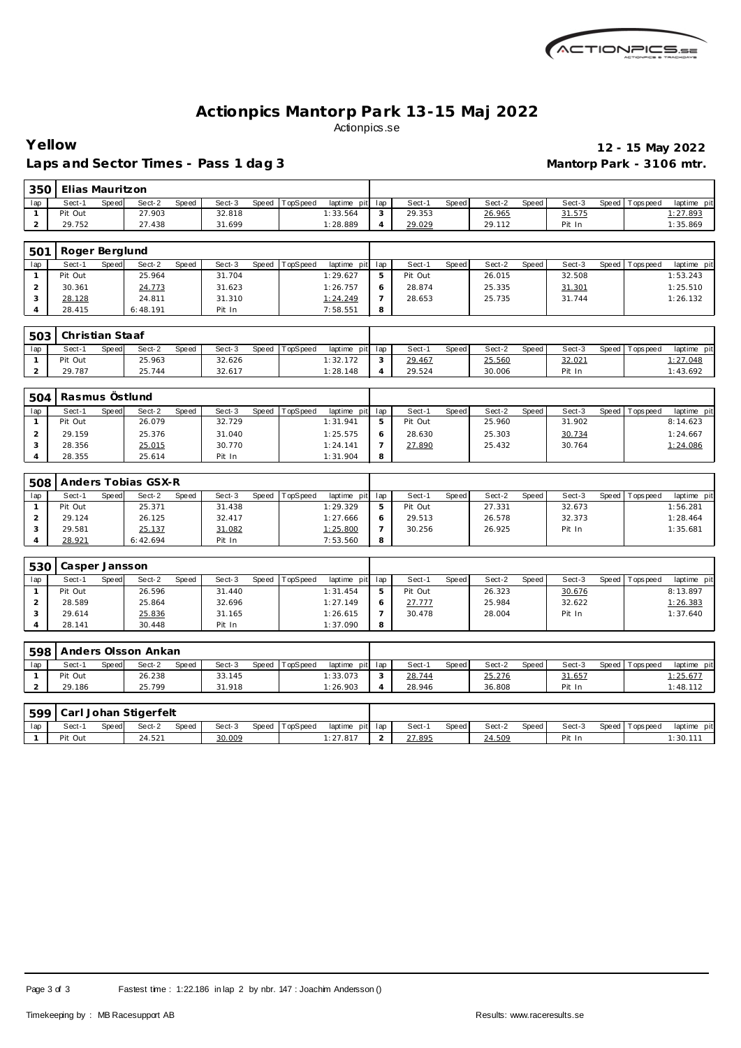# Actionpics Mantorp Park 13-15 Maj 2022

Actionpics.se

**Yellow** — **12 - 15 May 2022**

**Laps and Sector Times - Pass 1 dag 3** — **Mantorp Park - 3106 mtr.**

| 350 | Elias Mauritzon | | | | | | | | | | | | | | | | | |
|---|---|---|---|---|---|---|---|---|---|---|---|---|---|---|---|---|---|---|
| lap | Sect-1 | Speed | Sect-2 | Speed | Sect-3 | Speed | TopSpeed | laptime pit | lap | Sect-1 | Speed | Sect-2 | Speed | Sect-3 | Speed | Topspeed | laptime pit |
| 1 | Pit Out | | 27.903 | | 32.818 | | | 1:33.564 | 3 | 29.353 | | 26.965 | | 31.575 | | | 1:27.893 |
| 2 | 29.752 | | 27.438 | | 31.699 | | | 1:28.889 | 4 | 29.029 | | 29.112 | | Pit In | | | 1:35.869 |

| 501 | Roger Berglund | | | | | | | | | | | | | | | | |
|---|---|---|---|---|---|---|---|---|---|---|---|---|---|---|---|---|---|
| lap | Sect-1 | Speed | Sect-2 | Speed | Sect-3 | Speed | TopSpeed | laptime pit | lap | Sect-1 | Speed | Sect-2 | Speed | Sect-3 | Speed | Topspeed | laptime pit |
| 1 | Pit Out | | 25.964 | | 31.704 | | | 1:29.627 | 5 | Pit Out | | 26.015 | | 32.508 | | | 1:53.243 |
| 2 | 30.361 | | 24.773 | | 31.623 | | | 1:26.757 | 6 | 28.874 | | 25.335 | | 31.301 | | | 1:25.510 |
| 3 | 28.128 | | 24.811 | | 31.310 | | | 1:24.249 | 7 | 28.653 | | 25.735 | | 31.744 | | | 1:26.132 |
| 4 | 28.415 | | 6:48.191 | | Pit In | | | 7:58.551 | 8 | | | | | | | | |

| 503 | Christian Staaf | | | | | | | | | | | | | | | | |
|---|---|---|---|---|---|---|---|---|---|---|---|---|---|---|---|---|---|
| lap | Sect-1 | Speed | Sect-2 | Speed | Sect-3 | Speed | TopSpeed | laptime pit | lap | Sect-1 | Speed | Sect-2 | Speed | Sect-3 | Speed | Topspeed | laptime pit |
| 1 | Pit Out | | 25.963 | | 32.626 | | | 1:32.172 | 3 | 29.467 | | 25.560 | | 32.021 | | | 1:27.048 |
| 2 | 29.787 | | 25.744 | | 32.617 | | | 1:28.148 | 4 | 29.524 | | 30.006 | | Pit In | | | 1:43.692 |

| 504 | Rasmus Östlund | | | | | | | | | | | | | | | | |
|---|---|---|---|---|---|---|---|---|---|---|---|---|---|---|---|---|---|
| lap | Sect-1 | Speed | Sect-2 | Speed | Sect-3 | Speed | TopSpeed | laptime pit | lap | Sect-1 | Speed | Sect-2 | Speed | Sect-3 | Speed | Topspeed | laptime pit |
| 1 | Pit Out | | 26.079 | | 32.729 | | | 1:31.941 | 5 | Pit Out | | 25.960 | | 31.902 | | | 8:14.623 |
| 2 | 29.159 | | 25.376 | | 31.040 | | | 1:25.575 | 6 | 28.630 | | 25.303 | | 30.734 | | | 1:24.667 |
| 3 | 28.356 | | 25.015 | | 30.770 | | | 1:24.141 | 7 | 27.890 | | 25.432 | | 30.764 | | | 1:24.086 |
| 4 | 28.355 | | 25.614 | | Pit In | | | 1:31.904 | 8 | | | | | | | | |

| 508 | Anders Tobias GSX-R | | | | | | | | | | | | | | | | |
|---|---|---|---|---|---|---|---|---|---|---|---|---|---|---|---|---|---|
| lap | Sect-1 | Speed | Sect-2 | Speed | Sect-3 | Speed | TopSpeed | laptime pit | lap | Sect-1 | Speed | Sect-2 | Speed | Sect-3 | Speed | Topspeed | laptime pit |
| 1 | Pit Out | | 25.371 | | 31.438 | | | 1:29.329 | 5 | Pit Out | | 27.331 | | 32.673 | | | 1:56.281 |
| 2 | 29.124 | | 26.125 | | 32.417 | | | 1:27.666 | 6 | 29.513 | | 26.578 | | 32.373 | | | 1:28.464 |
| 3 | 29.581 | | 25.137 | | 31.082 | | | 1:25.800 | 7 | 30.256 | | 26.925 | | Pit In | | | 1:35.681 |
| 4 | 28.921 | | 6:42.694 | | Pit In | | | 7:53.560 | 8 | | | | | | | | |

| 530 | Casper Jansson | | | | | | | | | | | | | | | | |
|---|---|---|---|---|---|---|---|---|---|---|---|---|---|---|---|---|---|
| lap | Sect-1 | Speed | Sect-2 | Speed | Sect-3 | Speed | TopSpeed | laptime pit | lap | Sect-1 | Speed | Sect-2 | Speed | Sect-3 | Speed | Topspeed | laptime pit |
| 1 | Pit Out | | 26.596 | | 31.440 | | | 1:31.454 | 5 | Pit Out | | 26.323 | | 30.676 | | | 8:13.897 |
| 2 | 28.589 | | 25.864 | | 32.696 | | | 1:27.149 | 6 | 27.777 | | 25.984 | | 32.622 | | | 1:26.383 |
| 3 | 29.614 | | 25.836 | | 31.165 | | | 1:26.615 | 7 | 30.478 | | 28.004 | | Pit In | | | 1:37.640 |
| 4 | 28.141 | | 30.448 | | Pit In | | | 1:37.090 | 8 | | | | | | | | |

| 598 | Anders Olsson Ankan | | | | | | | | | | | | | | | | |
|---|---|---|---|---|---|---|---|---|---|---|---|---|---|---|---|---|---|
| lap | Sect-1 | Speed | Sect-2 | Speed | Sect-3 | Speed | TopSpeed | laptime pit | lap | Sect-1 | Speed | Sect-2 | Speed | Sect-3 | Speed | Topspeed | laptime pit |
| 1 | Pit Out | | 26.238 | | 33.145 | | | 1:33.073 | 3 | 28.744 | | 25.276 | | 31.657 | | | 1:25.677 |
| 2 | 29.186 | | 25.799 | | 31.918 | | | 1:26.903 | 4 | 28.946 | | 36.808 | | Pit In | | | 1:48.112 |

| 599 | Carl Johan Stigerfelt | | | | | | | | | | | | | | | | |
|---|---|---|---|---|---|---|---|---|---|---|---|---|---|---|---|---|---|
| lap | Sect-1 | Speed | Sect-2 | Speed | Sect-3 | Speed | TopSpeed | laptime pit | lap | Sect-1 | Speed | Sect-2 | Speed | Sect-3 | Speed | Topspeed | laptime pit |
| 1 | Pit Out | | 24.521 | | 30.009 | | | 1:27.817 | 2 | 27.895 | | 24.509 | | Pit In | | | 1:30.111 |

Fastest time : 1:22.186 in lap 2 by nbr. 147 : Joachim Andersson ()

Timekeeping by : MB Racesupport AB

Results: www.raceresults.se